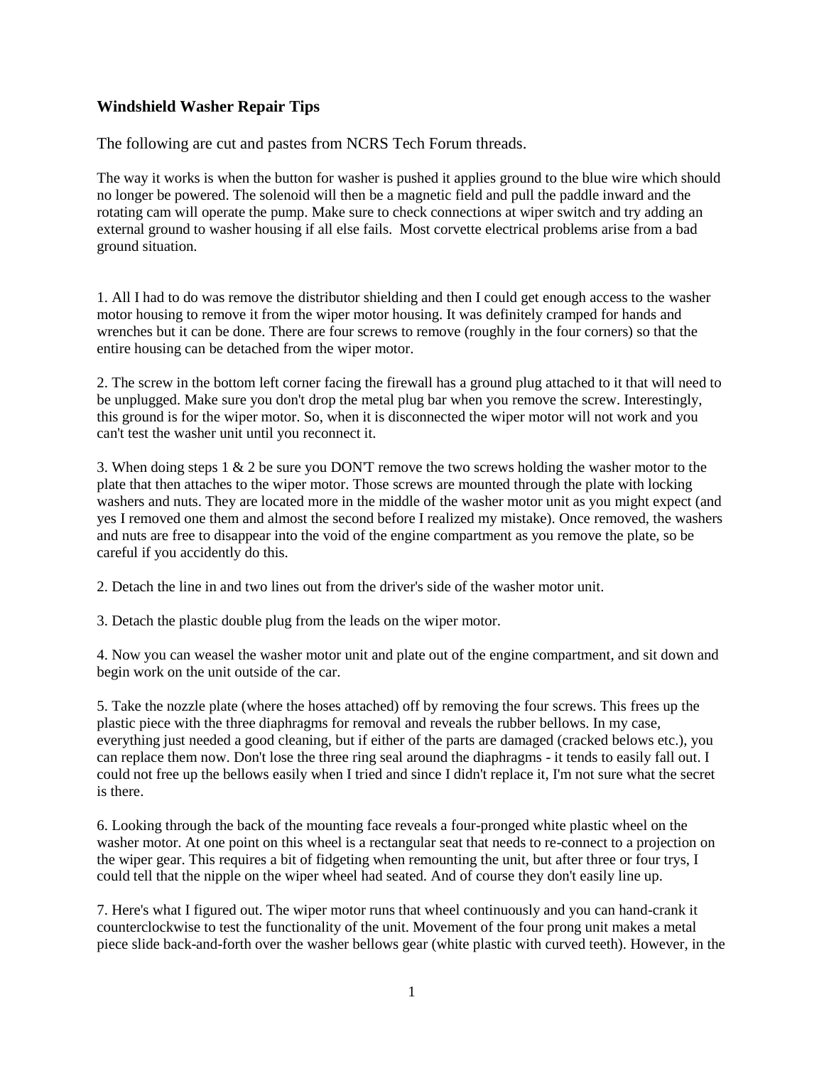### Windshield Washer Repair Tips

The following are cut and pastes from NCRS Tech Forum threads.

The way it works is when the button for washer is pushed it applies ground to the blue wire which should no longer be powered. The solenoid will then be a magnetic field and pull the paddle inward and the rotating cam will operate the pump. Make sure to check connections at wiper switch and try adding an external ground to washer housing if all else fails. Most corvette electrical problems arise from a bad ground situation.

1. All I had to do was remove the distributor shielding and then I could get enough access to the washer motor housing to remove it from the wiper motor housing. It was definitely cramped for hands and wrenches but it can be done. There are four screws to remove (roughly in the four corners) so that the entire housing can be detached from the wiper motor.

2. The screw in the bottom left corner facing the firewall has a ground plug attached to it that will need to be unplugged. Make sure you don't drop the metal plug bar when you remove the screw. Interestingly, this ground is for the wiper motor. So, when it is disconnected the wiper motor will not work and you can't test the washer unit until you reconnect it.

3. When doing steps 1 & 2 be sure you DON'T remove the two screws holding the washer motor to the plate that then attaches to the wiper motor. Those screws are mounted through the plate with locking washers and nuts. They are located more in the middle of the washer motor unit as you might expect (and yes I removed one them and almost the second before I realized my mistake). Once removed, the washers and nuts are free to disappear into the void of the engine compartment as you remove the plate, so be careful if you accidently do this.

2. Detach the line in and two lines out from the driver's side of the washer motor unit.

3. Detach the plastic double plug from the leads on the wiper motor.

4. Now you can weasel the washer motor unit and plate out of the engine compartment, and sit down and begin work on the unit outside of the car.

5. Take the nozzle plate (where the hoses attached) off by removing the four screws. This frees up the plastic piece with the three diaphragms for removal and reveals the rubber bellows. In my case, everything just needed a good cleaning, but if either of the parts are damaged (cracked belows etc.), you can replace them now. Don't lose the three ring seal around the diaphragms - it tends to easily fall out. I could not free up the bellows easily when I tried and since I didn't replace it, I'm not sure what the secret is there.

6. Looking through the back of the mounting face reveals a four-pronged white plastic wheel on the washer motor. At one point on this wheel is a rectangular seat that needs to re-connect to a projection on the wiper gear. This requires a bit of fidgeting when remounting the unit, but after three or four trys, I could tell that the nipple on the wiper wheel had seated. And of course they don't easily line up.

7. Here's what I figured out. The wiper motor runs that wheel continuously and you can hand-crank it counterclockwise to test the functionality of the unit. Movement of the four prong unit makes a metal piece slide back-and-forth over the washer bellows gear (white plastic with curved teeth). However, in the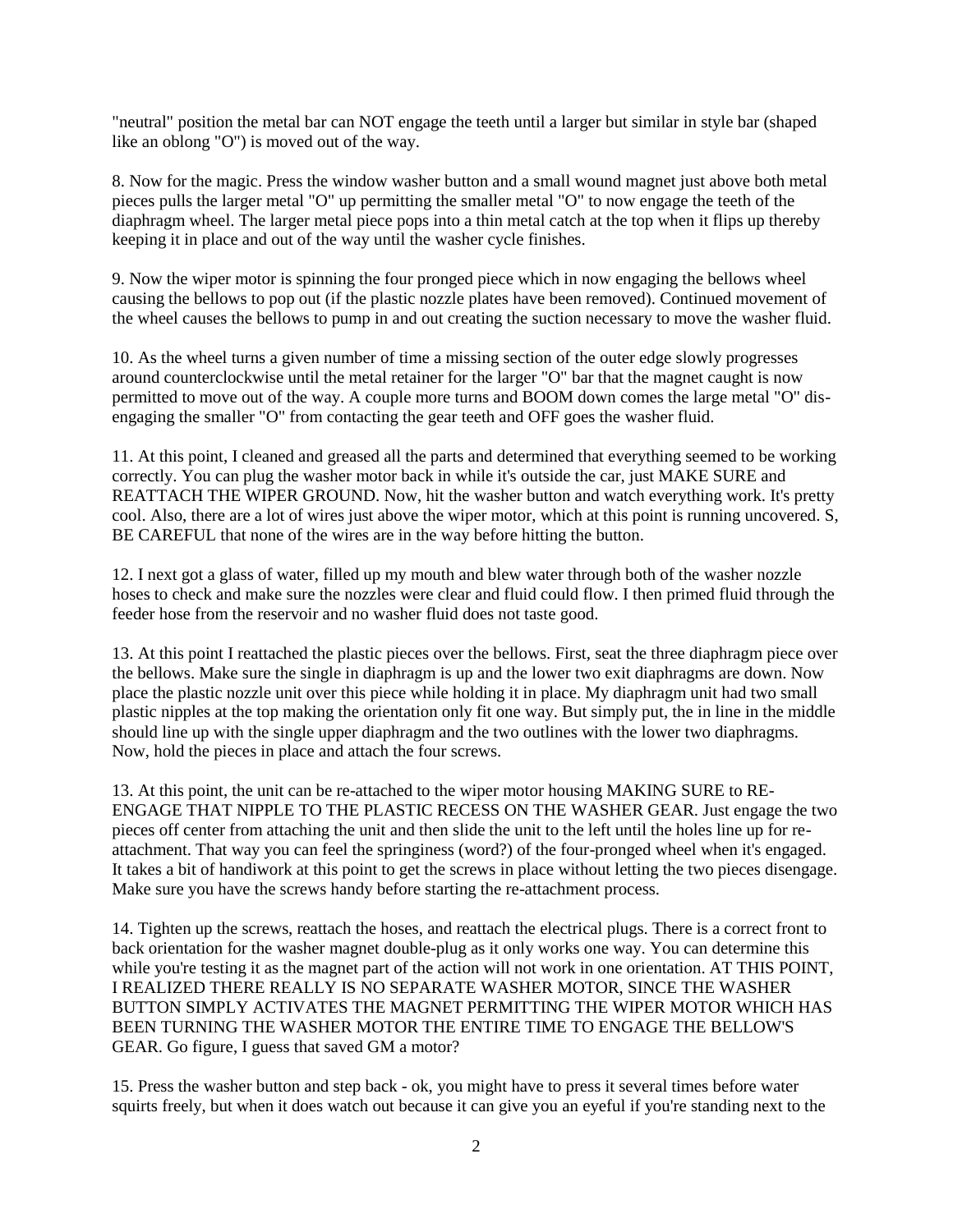"neutral" position the metal bar can NOT engage the teeth until a larger but similar in style bar (shaped like an oblong "O") is moved out of the way.

8. Now for the magic. Press the window washer button and a small wound magnet just above both metal pieces pulls the larger metal "O" up permitting the smaller metal "O" to now engage the teeth of the diaphragm wheel. The larger metal piece pops into a thin metal catch at the top when it flips up thereby keeping it in place and out of the way until the washer cycle finishes.

9. Now the wiper motor is spinning the four pronged piece which in now engaging the bellows wheel causing the bellows to pop out (if the plastic nozzle plates have been removed). Continued movement of the wheel causes the bellows to pump in and out creating the suction necessary to move the washer fluid.

10. As the wheel turns a given number of time a missing section of the outer edge slowly progresses around counterclockwise until the metal retainer for the larger "O" bar that the magnet caught is now permitted to move out of the way. A couple more turns and BOOM down comes the large metal "O" dis-engaging the smaller "O" from contacting the gear teeth and OFF goes the washer fluid.

11. At this point, I cleaned and greased all the parts and determined that everything seemed to be working correctly. You can plug the washer motor back in while it's outside the car, just MAKE SURE and REATTACH THE WIPER GROUND. Now, hit the washer button and watch everything work. It's pretty cool. Also, there are a lot of wires just above the wiper motor, which at this point is running uncovered. S, BE CAREFUL that none of the wires are in the way before hitting the button.

12. I next got a glass of water, filled up my mouth and blew water through both of the washer nozzle hoses to check and make sure the nozzles were clear and fluid could flow. I then primed fluid through the feeder hose from the reservoir and no washer fluid does not taste good.

13. At this point I reattached the plastic pieces over the bellows. First, seat the three diaphragm piece over the bellows. Make sure the single in diaphragm is up and the lower two exit diaphragms are down. Now place the plastic nozzle unit over this piece while holding it in place. My diaphragm unit had two small plastic nipples at the top making the orientation only fit one way. But simply put, the in line in the middle should line up with the single upper diaphragm and the two outlines with the lower two diaphragms. Now, hold the pieces in place and attach the four screws.

13. At this point, the unit can be re-attached to the wiper motor housing MAKING SURE to RE-ENGAGE THAT NIPPLE TO THE PLASTIC RECESS ON THE WASHER GEAR. Just engage the two pieces off center from attaching the unit and then slide the unit to the left until the holes line up for re-attachment. That way you can feel the springiness (word?) of the four-pronged wheel when it's engaged. It takes a bit of handiwork at this point to get the screws in place without letting the two pieces disengage. Make sure you have the screws handy before starting the re-attachment process.

14. Tighten up the screws, reattach the hoses, and reattach the electrical plugs. There is a correct front to back orientation for the washer magnet double-plug as it only works one way. You can determine this while you're testing it as the magnet part of the action will not work in one orientation. AT THIS POINT, I REALIZED THERE REALLY IS NO SEPARATE WASHER MOTOR, SINCE THE WASHER BUTTON SIMPLY ACTIVATES THE MAGNET PERMITTING THE WIPER MOTOR WHICH HAS BEEN TURNING THE WASHER MOTOR THE ENTIRE TIME TO ENGAGE THE BELLOW'S GEAR. Go figure, I guess that saved GM a motor?

15. Press the washer button and step back - ok, you might have to press it several times before water squirts freely, but when it does watch out because it can give you an eyeful if you're standing next to the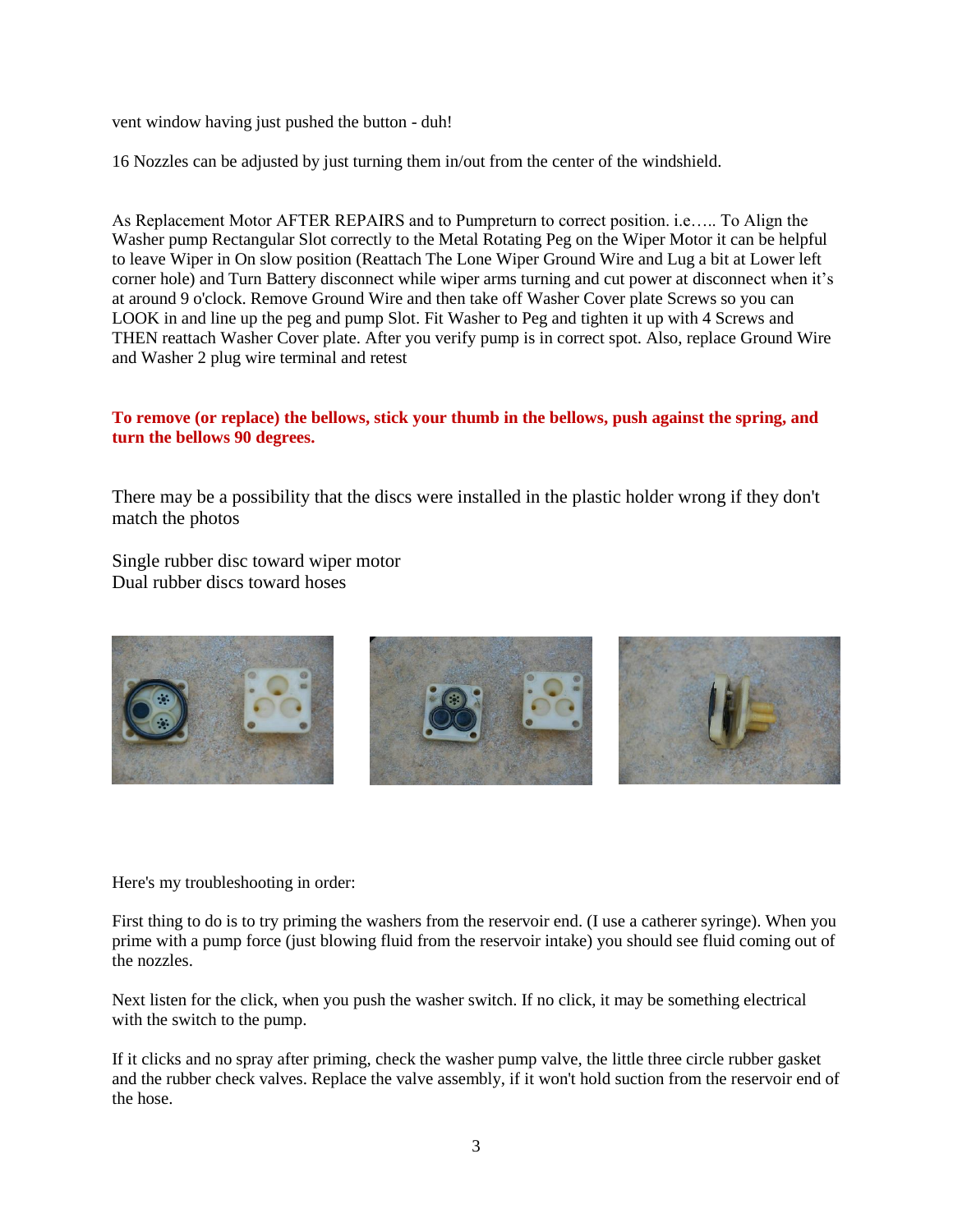vent window having just pushed the button - duh!

16 Nozzles can be adjusted by just turning them in/out from the center of the windshield.

As Replacement Motor AFTER REPAIRS and to Pumpreturn to correct position. i.e….. To Align the Washer pump Rectangular Slot correctly to the Metal Rotating Peg on the Wiper Motor it can be helpful to leave Wiper in On slow position (Reattach The Lone Wiper Ground Wire and Lug a bit at Lower left corner hole) and Turn Battery disconnect while wiper arms turning and cut power at disconnect when it's at around 9 o'clock. Remove Ground Wire and then take off Washer Cover plate Screws so you can LOOK in and line up the peg and pump Slot. Fit Washer to Peg and tighten it up with 4 Screws and THEN reattach Washer Cover plate. After you verify pump is in correct spot. Also, replace Ground Wire and Washer 2 plug wire terminal and retest

**To remove (or replace) the bellows, stick your thumb in the bellows, push against the spring, and turn the bellows 90 degrees.**

There may be a possibility that the discs were installed in the plastic holder wrong if they don't match the photos

Single rubber disc toward wiper motor
Dual rubber discs toward hoses

Here's my troubleshooting in order:

First thing to do is to try priming the washers from the reservoir end. (I use a catherer syringe). When you prime with a pump force (just blowing fluid from the reservoir intake) you should see fluid coming out of the nozzles.

Next listen for the click, when you push the washer switch. If no click, it may be something electrical with the switch to the pump.

If it clicks and no spray after priming, check the washer pump valve, the little three circle rubber gasket and the rubber check valves. Replace the valve assembly, if it won't hold suction from the reservoir end of the hose.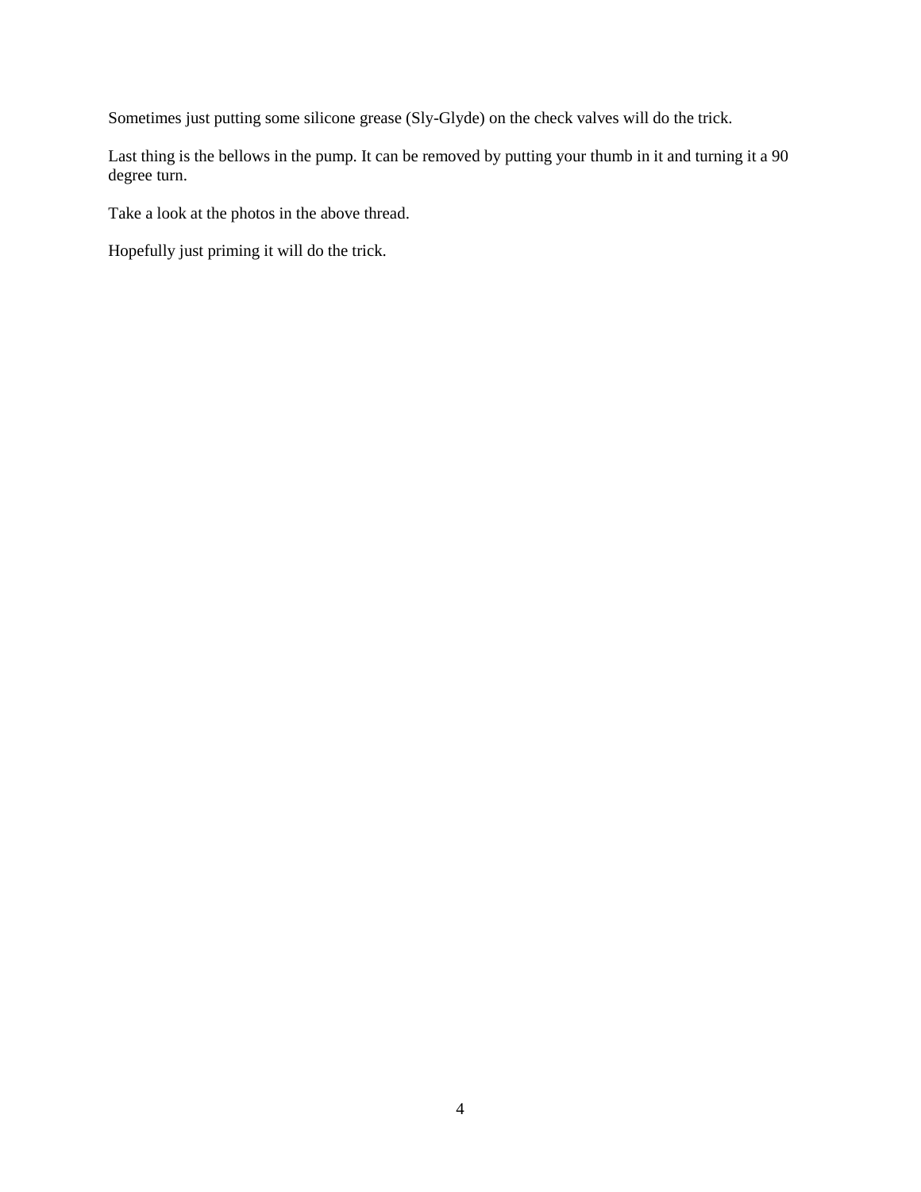Sometimes just putting some silicone grease (Sly-Glyde) on the check valves will do the trick.

Last thing is the bellows in the pump. It can be removed by putting your thumb in it and turning it a 90 degree turn.

Take a look at the photos in the above thread.

Hopefully just priming it will do the trick.